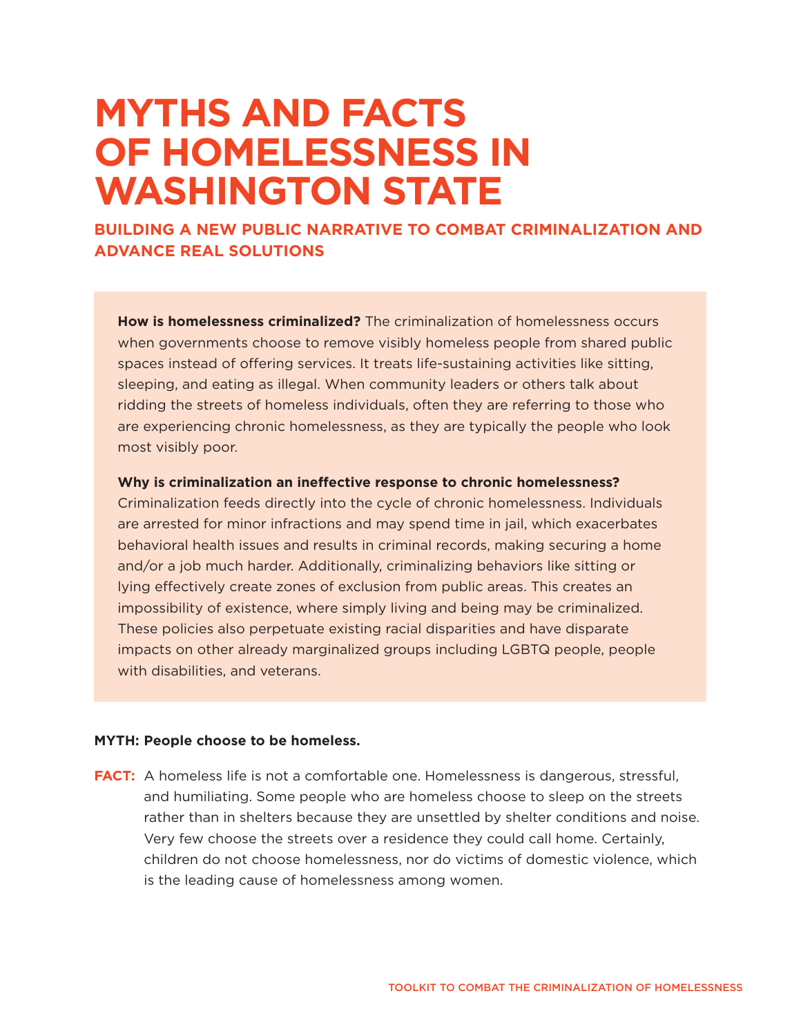# MYTHS AND FACTS OF HOMELESSNESS IN WASHINGTON STATE

## BUILDING A NEW PUBLIC NARRATIVE TO COMBAT CRIMINALIZATION AND ADVANCE REAL SOLUTIONS

**How is homelessness criminalized?** The criminalization of homelessness occurs when governments choose to remove visibly homeless people from shared public spaces instead of offering services. It treats life-sustaining activities like sitting, sleeping, and eating as illegal. When community leaders or others talk about ridding the streets of homeless individuals, often they are referring to those who are experiencing chronic homelessness, as they are typically the people who look most visibly poor.

**Why is criminalization an ineffective response to chronic homelessness?** Criminalization feeds directly into the cycle of chronic homelessness. Individuals are arrested for minor infractions and may spend time in jail, which exacerbates behavioral health issues and results in criminal records, making securing a home and/or a job much harder. Additionally, criminalizing behaviors like sitting or lying effectively create zones of exclusion from public areas. This creates an impossibility of existence, where simply living and being may be criminalized. These policies also perpetuate existing racial disparities and have disparate impacts on other already marginalized groups including LGBTQ people, people with disabilities, and veterans.

**MYTH: People choose to be homeless.**

**FACT:** A homeless life is not a comfortable one. Homelessness is dangerous, stressful, and humiliating. Some people who are homeless choose to sleep on the streets rather than in shelters because they are unsettled by shelter conditions and noise. Very few choose the streets over a residence they could call home. Certainly, children do not choose homelessness, nor do victims of domestic violence, which is the leading cause of homelessness among women.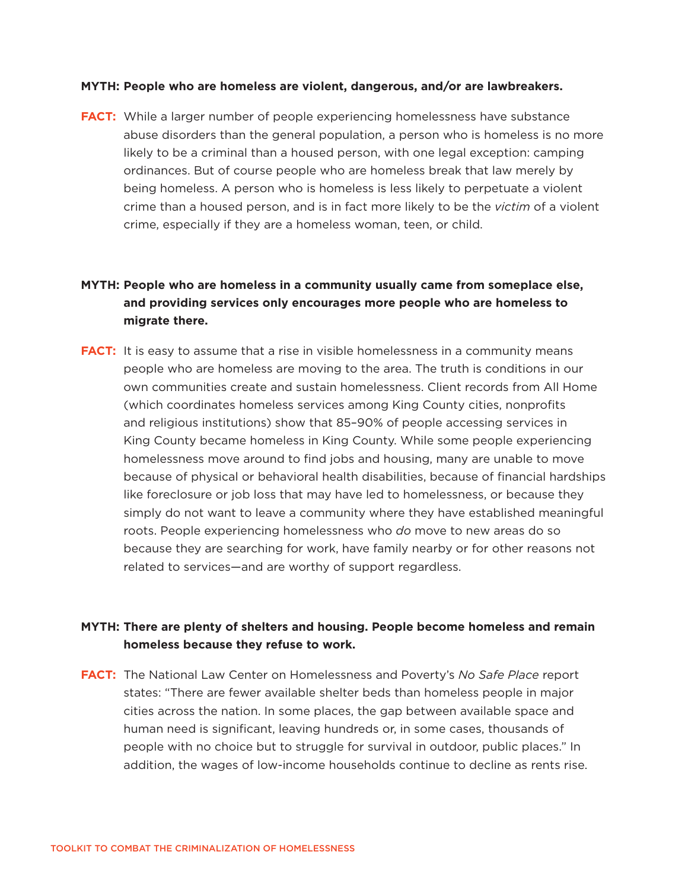**MYTH: People who are homeless are violent, dangerous, and/or are lawbreakers.**

**FACT:** While a larger number of people experiencing homelessness have substance abuse disorders than the general population, a person who is homeless is no more likely to be a criminal than a housed person, with one legal exception: camping ordinances. But of course people who are homeless break that law merely by being homeless. A person who is homeless is less likely to perpetuate a violent crime than a housed person, and is in fact more likely to be the *victim* of a violent crime, especially if they are a homeless woman, teen, or child.

**MYTH: People who are homeless in a community usually came from someplace else, and providing services only encourages more people who are homeless to migrate there.**

**FACT:** It is easy to assume that a rise in visible homelessness in a community means people who are homeless are moving to the area. The truth is conditions in our own communities create and sustain homelessness. Client records from All Home (which coordinates homeless services among King County cities, nonprofits and religious institutions) show that 85–90% of people accessing services in King County became homeless in King County. While some people experiencing homelessness move around to find jobs and housing, many are unable to move because of physical or behavioral health disabilities, because of financial hardships like foreclosure or job loss that may have led to homelessness, or because they simply do not want to leave a community where they have established meaningful roots. People experiencing homelessness who *do* move to new areas do so because they are searching for work, have family nearby or for other reasons not related to services—and are worthy of support regardless.

**MYTH: There are plenty of shelters and housing. People become homeless and remain homeless because they refuse to work.**

**FACT:** The National Law Center on Homelessness and Poverty's *No Safe Place* report states: "There are fewer available shelter beds than homeless people in major cities across the nation. In some places, the gap between available space and human need is significant, leaving hundreds or, in some cases, thousands of people with no choice but to struggle for survival in outdoor, public places." In addition, the wages of low-income households continue to decline as rents rise.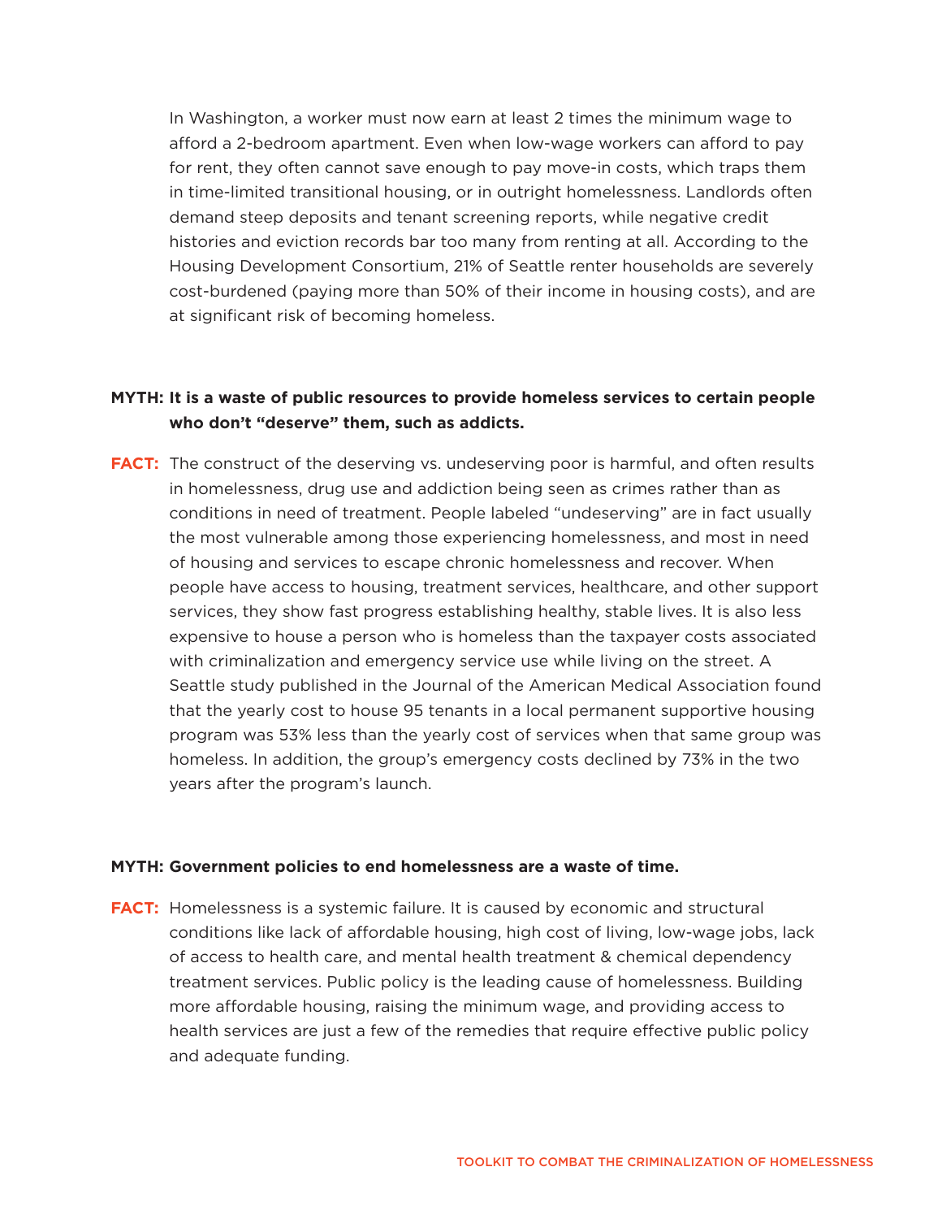In Washington, a worker must now earn at least 2 times the minimum wage to afford a 2-bedroom apartment. Even when low-wage workers can afford to pay for rent, they often cannot save enough to pay move-in costs, which traps them in time-limited transitional housing, or in outright homelessness. Landlords often demand steep deposits and tenant screening reports, while negative credit histories and eviction records bar too many from renting at all. According to the Housing Development Consortium, 21% of Seattle renter households are severely cost-burdened (paying more than 50% of their income in housing costs), and are at significant risk of becoming homeless.

**MYTH: It is a waste of public resources to provide homeless services to certain people who don't "deserve" them, such as addicts.**

**FACT:** The construct of the deserving vs. undeserving poor is harmful, and often results in homelessness, drug use and addiction being seen as crimes rather than as conditions in need of treatment. People labeled "undeserving" are in fact usually the most vulnerable among those experiencing homelessness, and most in need of housing and services to escape chronic homelessness and recover. When people have access to housing, treatment services, healthcare, and other support services, they show fast progress establishing healthy, stable lives. It is also less expensive to house a person who is homeless than the taxpayer costs associated with criminalization and emergency service use while living on the street. A Seattle study published in the Journal of the American Medical Association found that the yearly cost to house 95 tenants in a local permanent supportive housing program was 53% less than the yearly cost of services when that same group was homeless. In addition, the group's emergency costs declined by 73% in the two years after the program's launch.

**MYTH: Government policies to end homelessness are a waste of time.**

**FACT:** Homelessness is a systemic failure. It is caused by economic and structural conditions like lack of affordable housing, high cost of living, low-wage jobs, lack of access to health care, and mental health treatment & chemical dependency treatment services. Public policy is the leading cause of homelessness. Building more affordable housing, raising the minimum wage, and providing access to health services are just a few of the remedies that require effective public policy and adequate funding.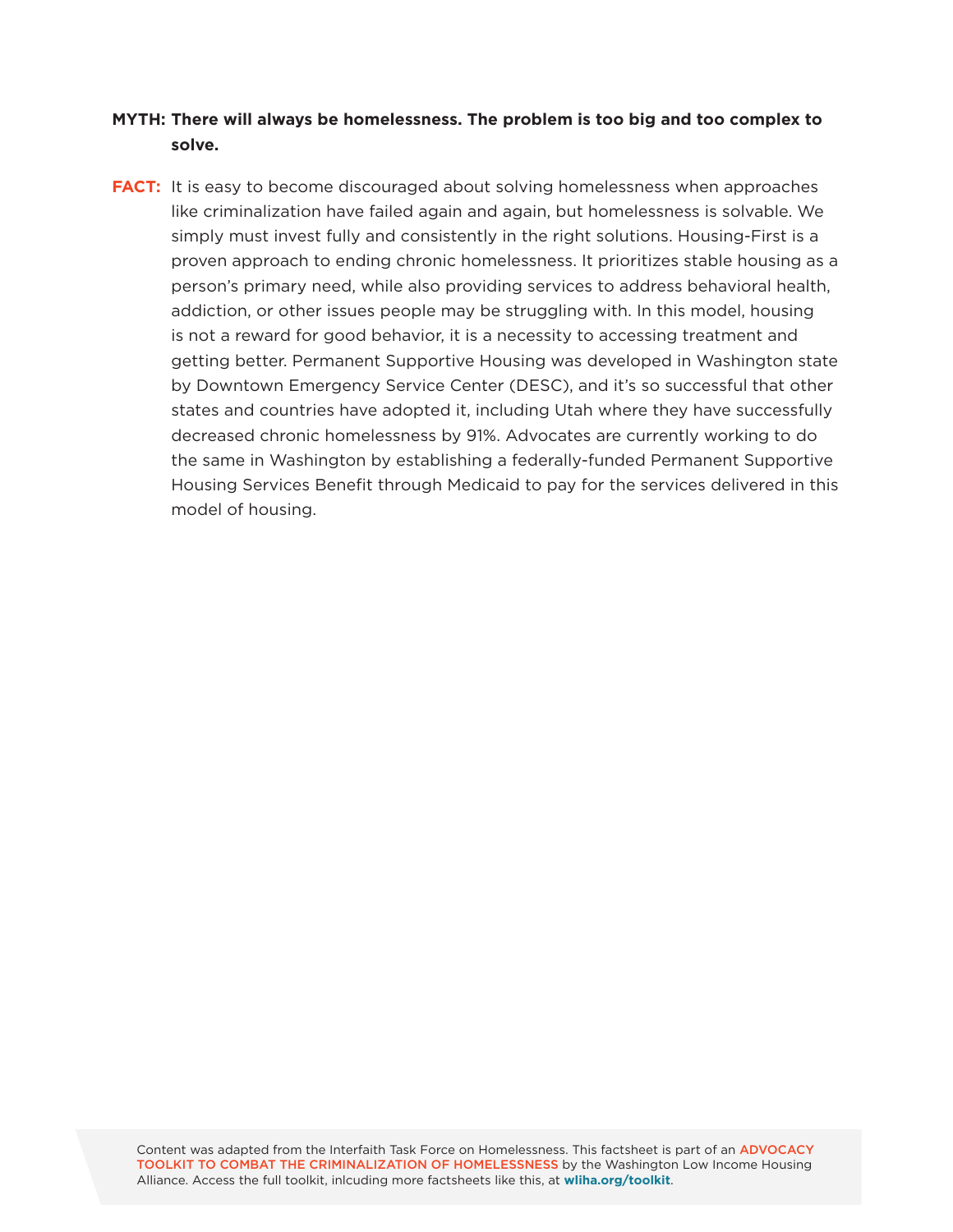**MYTH: There will always be homelessness. The problem is too big and too complex to solve.**

**FACT:** It is easy to become discouraged about solving homelessness when approaches like criminalization have failed again and again, but homelessness is solvable. We simply must invest fully and consistently in the right solutions. Housing-First is a proven approach to ending chronic homelessness. It prioritizes stable housing as a person's primary need, while also providing services to address behavioral health, addiction, or other issues people may be struggling with. In this model, housing is not a reward for good behavior, it is a necessity to accessing treatment and getting better. Permanent Supportive Housing was developed in Washington state by Downtown Emergency Service Center (DESC), and it's so successful that other states and countries have adopted it, including Utah where they have successfully decreased chronic homelessness by 91%. Advocates are currently working to do the same in Washington by establishing a federally-funded Permanent Supportive Housing Services Benefit through Medicaid to pay for the services delivered in this model of housing.

Content was adapted from the Interfaith Task Force on Homelessness. This factsheet is part of an ADVOCACY TOOLKIT TO COMBAT THE CRIMINALIZATION OF HOMELESSNESS by the Washington Low Income Housing Alliance. Access the full toolkit, inlcuding more factsheets like this, at **wliha.org/toolkit**.